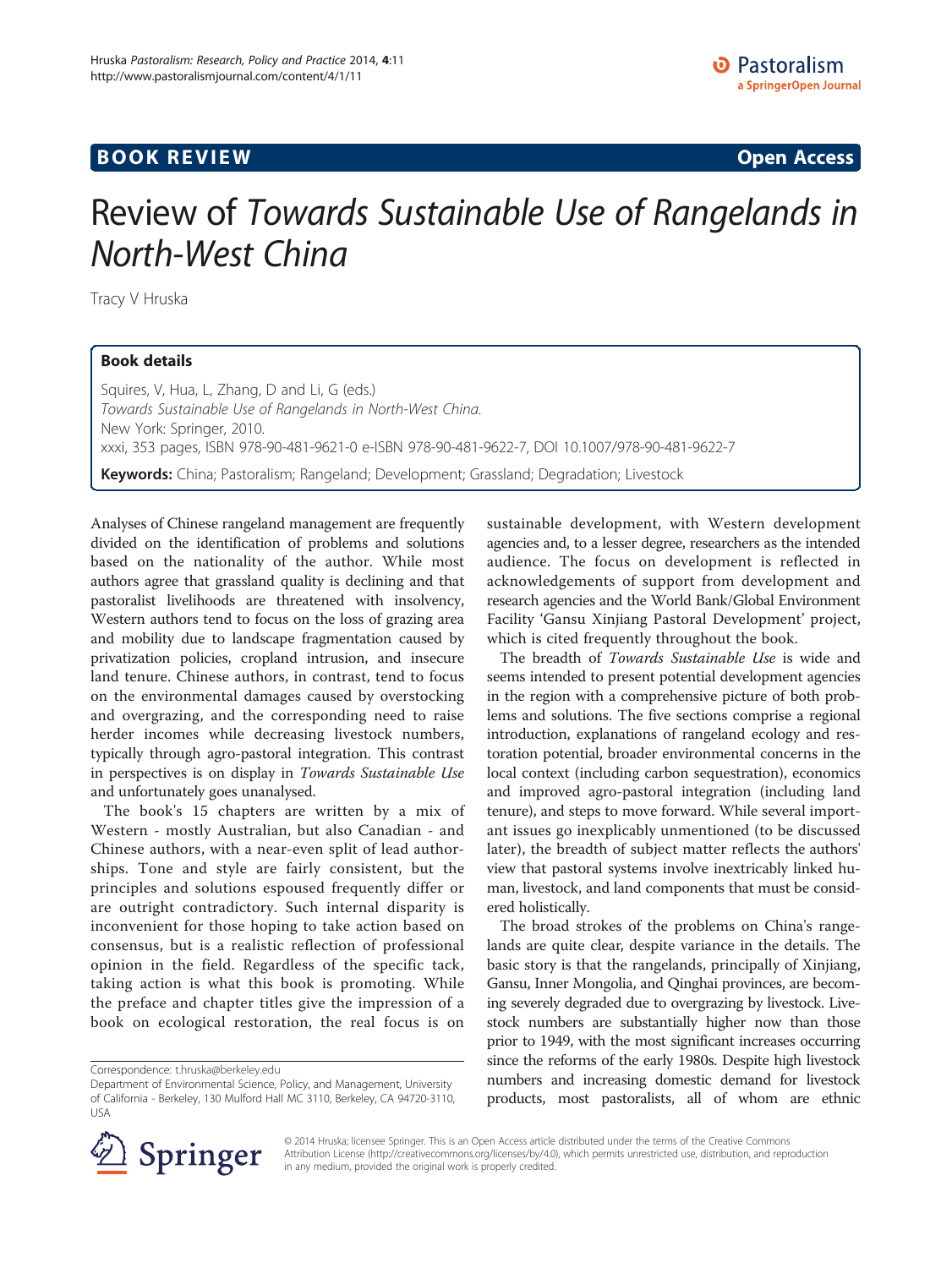**BOOK REVIEW** **Open Access**

# Review of *Towards Sustainable Use of Rangelands in North-West China*

Tracy V Hruska

### Book details

Squires, V, Hua, L, Zhang, D and Li, G (eds.)
*Towards Sustainable Use of Rangelands in North-West China.*
New York: Springer, 2010.
xxxi, 353 pages, ISBN 978-90-481-9621-0 e-ISBN 978-90-481-9622-7, DOI 10.1007/978-90-481-9622-7

**Keywords:** China; Pastoralism; Rangeland; Development; Grassland; Degradation; Livestock

Analyses of Chinese rangeland management are frequently divided on the identification of problems and solutions based on the nationality of the author. While most authors agree that grassland quality is declining and that pastoralist livelihoods are threatened with insolvency, Western authors tend to focus on the loss of grazing area and mobility due to landscape fragmentation caused by privatization policies, cropland intrusion, and insecure land tenure. Chinese authors, in contrast, tend to focus on the environmental damages caused by overstocking and overgrazing, and the corresponding need to raise herder incomes while decreasing livestock numbers, typically through agro-pastoral integration. This contrast in perspectives is on display in *Towards Sustainable Use* and unfortunately goes unanalysed.

The book's 15 chapters are written by a mix of Western - mostly Australian, but also Canadian - and Chinese authors, with a near-even split of lead authorships. Tone and style are fairly consistent, but the principles and solutions espoused frequently differ or are outright contradictory. Such internal disparity is inconvenient for those hoping to take action based on consensus, but is a realistic reflection of professional opinion in the field. Regardless of the specific tack, taking action is what this book is promoting. While the preface and chapter titles give the impression of a book on ecological restoration, the real focus is on sustainable development, with Western development agencies and, to a lesser degree, researchers as the intended audience. The focus on development is reflected in acknowledgements of support from development and research agencies and the World Bank/Global Environment Facility 'Gansu Xinjiang Pastoral Development' project, which is cited frequently throughout the book.

The breadth of *Towards Sustainable Use* is wide and seems intended to present potential development agencies in the region with a comprehensive picture of both problems and solutions. The five sections comprise a regional introduction, explanations of rangeland ecology and restoration potential, broader environmental concerns in the local context (including carbon sequestration), economics and improved agro-pastoral integration (including land tenure), and steps to move forward. While several important issues go inexplicably unmentioned (to be discussed later), the breadth of subject matter reflects the authors' view that pastoral systems involve inextricably linked human, livestock, and land components that must be considered holistically.

The broad strokes of the problems on China's rangelands are quite clear, despite variance in the details. The basic story is that the rangelands, principally of Xinjiang, Gansu, Inner Mongolia, and Qinghai provinces, are becoming severely degraded due to overgrazing by livestock. Livestock numbers are substantially higher now than those prior to 1949, with the most significant increases occurring since the reforms of the early 1980s. Despite high livestock numbers and increasing domestic demand for livestock products, most pastoralists, all of whom are ethnic

Correspondence: t.hruska@berkeley.edu
Department of Environmental Science, Policy, and Management, University of California - Berkeley, 130 Mulford Hall MC 3110, Berkeley, CA 94720-3110, USA

© 2014 Hruska; licensee Springer. This is an Open Access article distributed under the terms of the Creative Commons Attribution License (http://creativecommons.org/licenses/by/4.0), which permits unrestricted use, distribution, and reproduction in any medium, provided the original work is properly credited.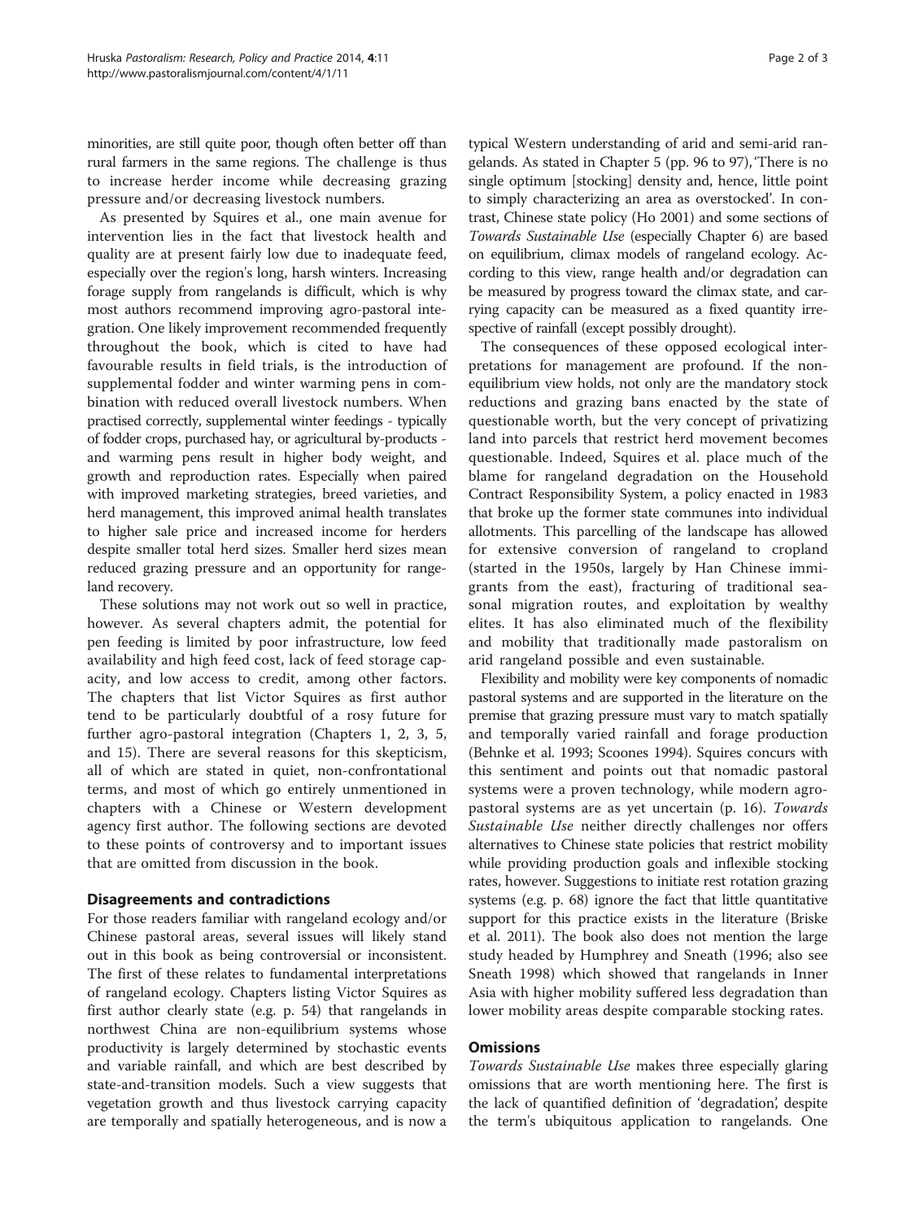minorities, are still quite poor, though often better off than rural farmers in the same regions. The challenge is thus to increase herder income while decreasing grazing pressure and/or decreasing livestock numbers.

As presented by Squires et al., one main avenue for intervention lies in the fact that livestock health and quality are at present fairly low due to inadequate feed, especially over the region's long, harsh winters. Increasing forage supply from rangelands is difficult, which is why most authors recommend improving agro-pastoral integration. One likely improvement recommended frequently throughout the book, which is cited to have had favourable results in field trials, is the introduction of supplemental fodder and winter warming pens in combination with reduced overall livestock numbers. When practised correctly, supplemental winter feedings - typically of fodder crops, purchased hay, or agricultural by-products - and warming pens result in higher body weight, and growth and reproduction rates. Especially when paired with improved marketing strategies, breed varieties, and herd management, this improved animal health translates to higher sale price and increased income for herders despite smaller total herd sizes. Smaller herd sizes mean reduced grazing pressure and an opportunity for rangeland recovery.

These solutions may not work out so well in practice, however. As several chapters admit, the potential for pen feeding is limited by poor infrastructure, low feed availability and high feed cost, lack of feed storage capacity, and low access to credit, among other factors. The chapters that list Victor Squires as first author tend to be particularly doubtful of a rosy future for further agro-pastoral integration (Chapters 1, 2, 3, 5, and 15). There are several reasons for this skepticism, all of which are stated in quiet, non-confrontational terms, and most of which go entirely unmentioned in chapters with a Chinese or Western development agency first author. The following sections are devoted to these points of controversy and to important issues that are omitted from discussion in the book.

## Disagreements and contradictions

For those readers familiar with rangeland ecology and/or Chinese pastoral areas, several issues will likely stand out in this book as being controversial or inconsistent. The first of these relates to fundamental interpretations of rangeland ecology. Chapters listing Victor Squires as first author clearly state (e.g. p. 54) that rangelands in northwest China are non-equilibrium systems whose productivity is largely determined by stochastic events and variable rainfall, and which are best described by state-and-transition models. Such a view suggests that vegetation growth and thus livestock carrying capacity are temporally and spatially heterogeneous, and is now a typical Western understanding of arid and semi-arid rangelands. As stated in Chapter 5 (pp. 96 to 97), 'There is no single optimum [stocking] density and, hence, little point to simply characterizing an area as overstocked'. In contrast, Chinese state policy (Ho 2001) and some sections of *Towards Sustainable Use* (especially Chapter 6) are based on equilibrium, climax models of rangeland ecology. According to this view, range health and/or degradation can be measured by progress toward the climax state, and carrying capacity can be measured as a fixed quantity irrespective of rainfall (except possibly drought).

The consequences of these opposed ecological interpretations for management are profound. If the non-equilibrium view holds, not only are the mandatory stock reductions and grazing bans enacted by the state of questionable worth, but the very concept of privatizing land into parcels that restrict herd movement becomes questionable. Indeed, Squires et al. place much of the blame for rangeland degradation on the Household Contract Responsibility System, a policy enacted in 1983 that broke up the former state communes into individual allotments. This parcelling of the landscape has allowed for extensive conversion of rangeland to cropland (started in the 1950s, largely by Han Chinese immigrants from the east), fracturing of traditional seasonal migration routes, and exploitation by wealthy elites. It has also eliminated much of the flexibility and mobility that traditionally made pastoralism on arid rangeland possible and even sustainable.

Flexibility and mobility were key components of nomadic pastoral systems and are supported in the literature on the premise that grazing pressure must vary to match spatially and temporally varied rainfall and forage production (Behnke et al. 1993; Scoones 1994). Squires concurs with this sentiment and points out that nomadic pastoral systems were a proven technology, while modern agro-pastoral systems are as yet uncertain (p. 16). *Towards Sustainable Use* neither directly challenges nor offers alternatives to Chinese state policies that restrict mobility while providing production goals and inflexible stocking rates, however. Suggestions to initiate rest rotation grazing systems (e.g. p. 68) ignore the fact that little quantitative support for this practice exists in the literature (Briske et al. 2011). The book also does not mention the large study headed by Humphrey and Sneath (1996; also see Sneath 1998) which showed that rangelands in Inner Asia with higher mobility suffered less degradation than lower mobility areas despite comparable stocking rates.

## Omissions

*Towards Sustainable Use* makes three especially glaring omissions that are worth mentioning here. The first is the lack of quantified definition of 'degradation', despite the term's ubiquitous application to rangelands. One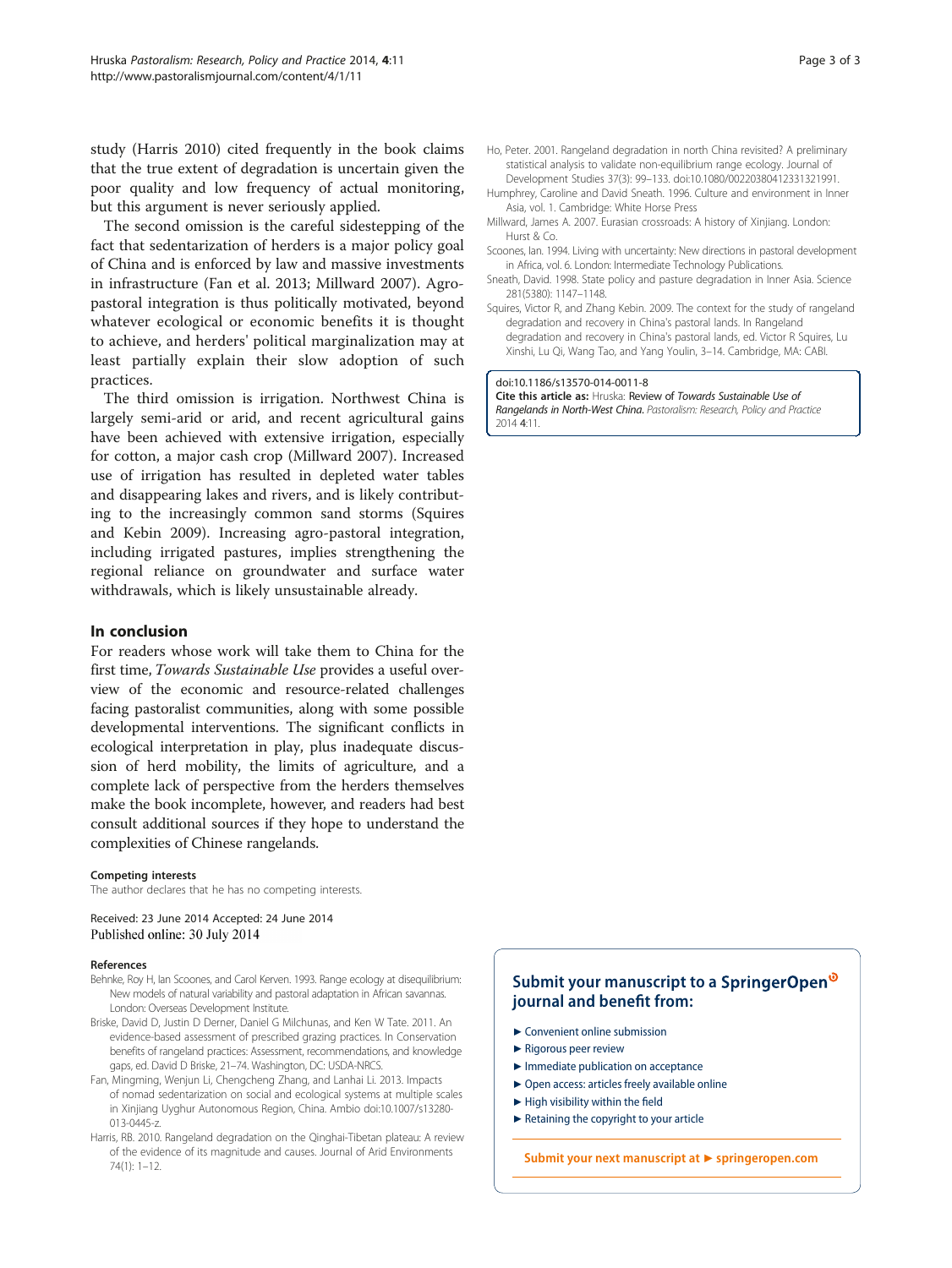study (Harris 2010) cited frequently in the book claims that the true extent of degradation is uncertain given the poor quality and low frequency of actual monitoring, but this argument is never seriously applied.

The second omission is the careful sidestepping of the fact that sedentarization of herders is a major policy goal of China and is enforced by law and massive investments in infrastructure (Fan et al. 2013; Millward 2007). Agro-pastoral integration is thus politically motivated, beyond whatever ecological or economic benefits it is thought to achieve, and herders' political marginalization may at least partially explain their slow adoption of such practices.

The third omission is irrigation. Northwest China is largely semi-arid or arid, and recent agricultural gains have been achieved with extensive irrigation, especially for cotton, a major cash crop (Millward 2007). Increased use of irrigation has resulted in depleted water tables and disappearing lakes and rivers, and is likely contributing to the increasingly common sand storms (Squires and Kebin 2009). Increasing agro-pastoral integration, including irrigated pastures, implies strengthening the regional reliance on groundwater and surface water withdrawals, which is likely unsustainable already.

## In conclusion

For readers whose work will take them to China for the first time, *Towards Sustainable Use* provides a useful overview of the economic and resource-related challenges facing pastoralist communities, along with some possible developmental interventions. The significant conflicts in ecological interpretation in play, plus inadequate discussion of herd mobility, the limits of agriculture, and a complete lack of perspective from the herders themselves make the book incomplete, however, and readers had best consult additional sources if they hope to understand the complexities of Chinese rangelands.

#### Competing interests

The author declares that he has no competing interests.

Received: 23 June 2014 Accepted: 24 June 2014
Published online: 30 July 2014

#### References

Behnke, Roy H, Ian Scoones, and Carol Kerven. 1993. Range ecology at disequilibrium: New models of natural variability and pastoral adaptation in African savannas. London: Overseas Development Institute.

Briske, David D, Justin D Derner, Daniel G Milchunas, and Ken W Tate. 2011. An evidence-based assessment of prescribed grazing practices. In Conservation benefits of rangeland practices: Assessment, recommendations, and knowledge gaps, ed. David D Briske, 21–74. Washington, DC: USDA-NRCS.

Fan, Mingming, Wenjun Li, Chengcheng Zhang, and Lanhai Li. 2013. Impacts of nomad sedentarization on social and ecological systems at multiple scales in Xinjiang Uyghur Autonomous Region, China. Ambio doi:10.1007/s13280-013-0445-z.

Harris, RB. 2010. Rangeland degradation on the Qinghai-Tibetan plateau: A review of the evidence of its magnitude and causes. Journal of Arid Environments 74(1): 1–12.

Ho, Peter. 2001. Rangeland degradation in north China revisited? A preliminary statistical analysis to validate non-equilibrium range ecology. Journal of Development Studies 37(3): 99–133. doi:10.1080/00220380412331321991.

Humphrey, Caroline and David Sneath. 1996. Culture and environment in Inner Asia, vol. 1. Cambridge: White Horse Press

Millward, James A. 2007. Eurasian crossroads: A history of Xinjiang. London: Hurst & Co.

Scoones, Ian. 1994. Living with uncertainty: New directions in pastoral development in Africa, vol. 6. London: Intermediate Technology Publications.

Sneath, David. 1998. State policy and pasture degradation in Inner Asia. Science 281(5380): 1147–1148.

Squires, Victor R, and Zhang Kebin. 2009. The context for the study of rangeland degradation and recovery in China's pastoral lands. In Rangeland degradation and recovery in China's pastoral lands, ed. Victor R Squires, Lu Xinshi, Lu Qi, Wang Tao, and Yang Youlin, 3–14. Cambridge, MA: CABI.

doi:10.1186/s13570-014-0011-8
**Cite this article as:** Hruska: Review of *Towards Sustainable Use of Rangelands in North-West China*. *Pastoralism: Research, Policy and Practice* 2014 **4**:11.

**Submit your manuscript to a SpringerOpen journal and benefit from:**

- ► Convenient online submission
- ► Rigorous peer review
- ► Immediate publication on acceptance
- ► Open access: articles freely available online
- ► High visibility within the field
- ► Retaining the copyright to your article

**Submit your next manuscript at ► springeropen.com**